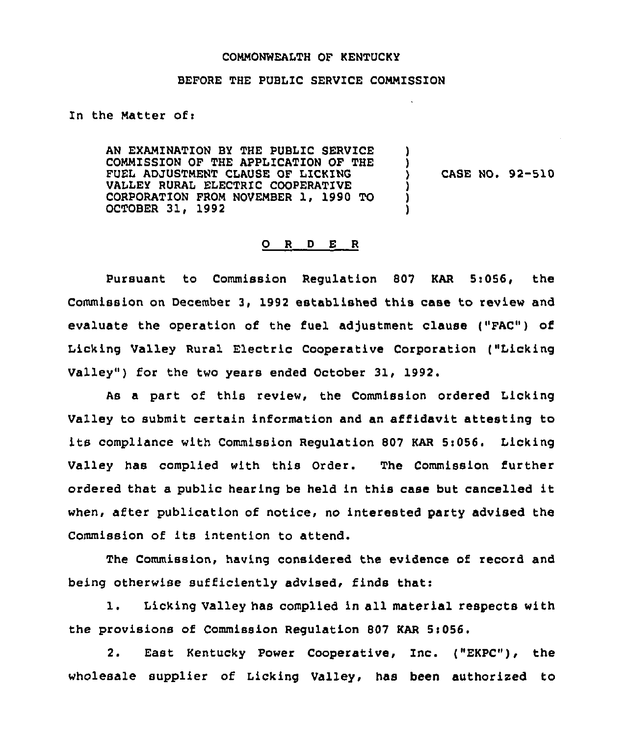COMMONWEALTH OF KENTUCKY

BEFORE THE PUBLIC SERVICE COMMISSION

In the Matter of:

AN EXAMINATION BY THE PUBLIC SERVICE COMMISSION OF THE APPLICATION OF THE FUEL ADJUSTMENT CLAUSE OF LICKING VALLEY RURAL ELECTRIC COOPERATIVE CORPORATION FROM NOVEMBER 1, 1990 TO OCTOBER 31, 1992 ) CASE NO. 92-510

## O R D E R

Pursuant to Commission Regulation 807 KAR 5:056, the Commission on December 3, 1992 established this case to review and evaluate the operation of the fuel adjustment clause ("FAC") of Licking Valley Rural Electric Cooperative Corporation ("Licking Valley") for the two years ended October 31, 1992.

As a part of this review, the Commission ordered Licking Valley to submit certain information and an affidavit attesting to its compliance with Commission Regulation 807 KAR 5:056. Licking Valley has complied with this Order. The Commission further ordered that a public hearing be held in this case but cancelled it when, after publication of notice, no interested party advised the Commission of its intention to attend.

The Commission, having considered the evidence of record and being otherwise sufficiently advised, finds that:

1. Licking Valley has complied in all material respects with the provisions of Commission Regulation 807 KAR 5:056.

2. East Kentucky Power Cooperative, Inc. ("EKPC"), the wholesale supplier of Licking Valley, has been authorized to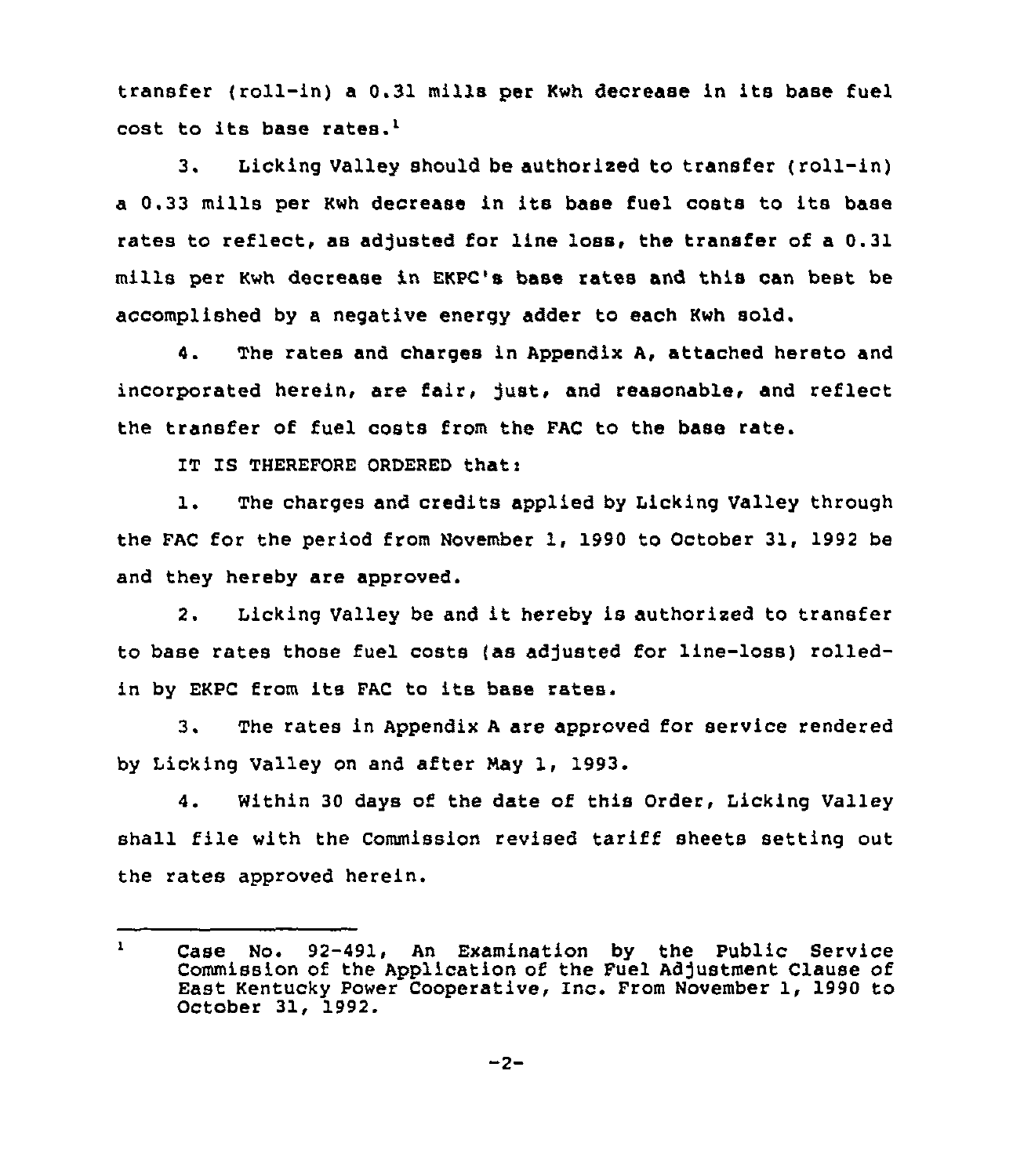transfer (roll-in) a 0.31 mills per Kwh decrease in its base fuel cost to its base rates.[1]

3. Licking Valley should be authorized to transfer (roll-in) a 0.33 mills per Kwh decrease in its base fuel costs to its base rates to reflect, as adjusted for line loss, the transfer of a 0.31 mills per Kwh decrease in EKPC's base rates and this can best be accomplished by a negative energy adder to each Kwh sold.

4. The rates and charges in Appendix A, attached hereto and incorporated herein, are fair, just, and reasonable, and reflect the transfer of fuel costs from the FAC to the base rate.

IT IS THEREFORE ORDERED that:

1. The charges and credits applied by Licking Valley through the FAC for the period from November 1, 1990 to October 31, 1992 be and they hereby are approved.

2. Licking Valley be and it hereby is authorized to transfer to base rates those fuel costs (as adjusted for line-loss) rolled-in by EKPC from its FAC to its base rates.

3. The rates in Appendix A are approved for service rendered by Licking Valley on and after May 1, 1993.

4. Within 30 days of the date of this Order, Licking Valley shall file with the Commission revised tariff sheets setting out the rates approved herein.

---

[1] Case No. 92-491, An Examination by the Public Service Commission of the Application of the Fuel Adjustment Clause of East Kentucky Power Cooperative, Inc. From November 1, 1990 to October 31, 1992.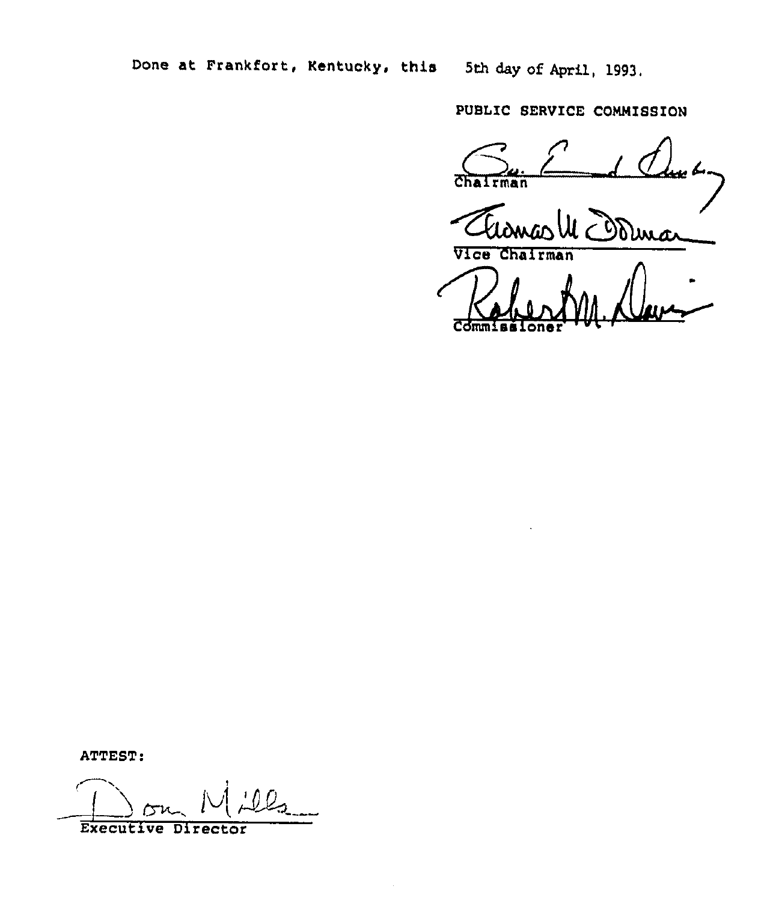Done at Frankfort, Kentucky, this 5th day of April, 1993.

PUBLIC SERVICE COMMISSION

Chairman

Vice Chairman

Commissioner

ATTEST:

Executive Director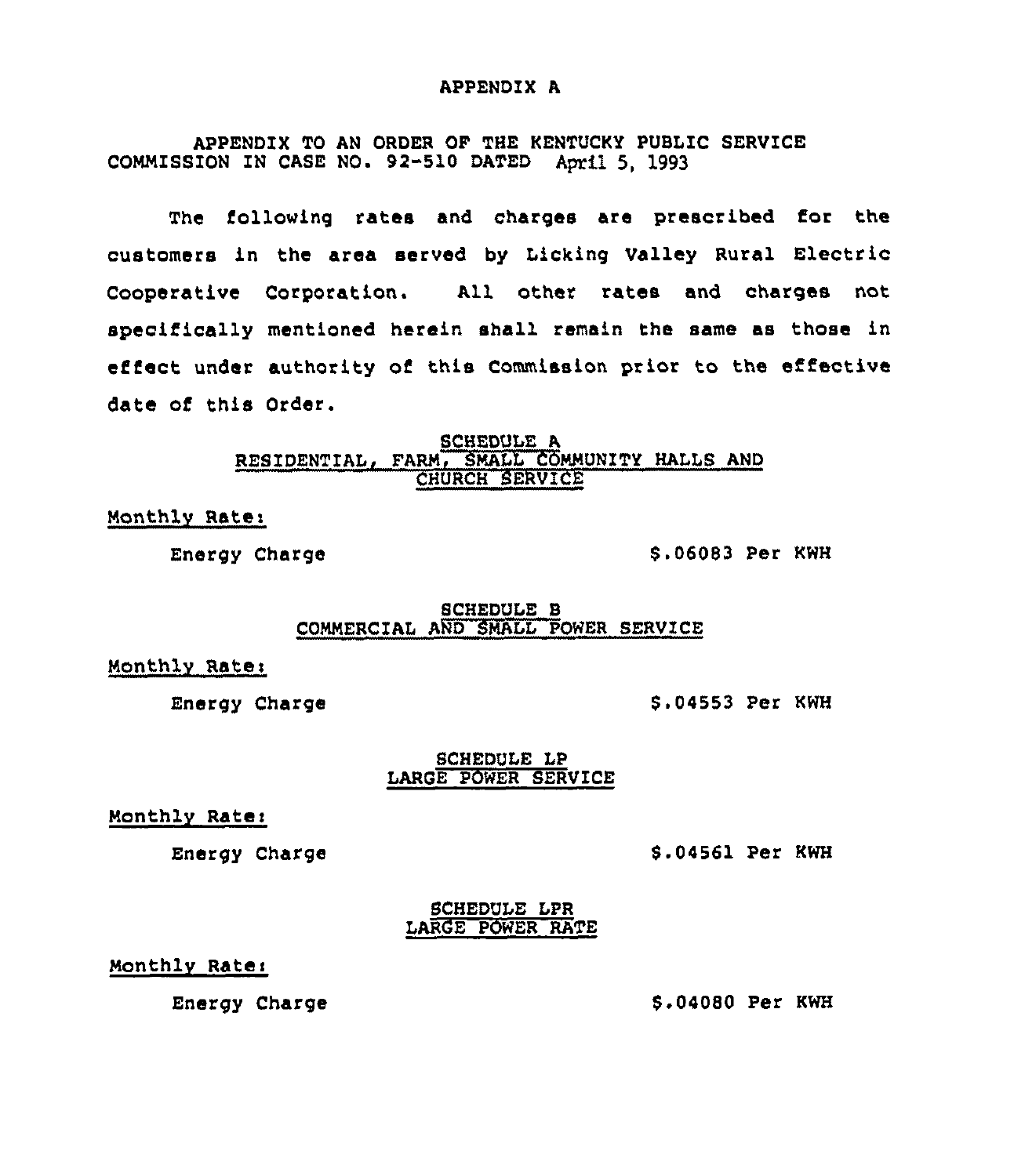# APPENDIX A

APPENDIX TO AN ORDER OF THE KENTUCKY PUBLIC SERVICE COMMISSION IN CASE NO. 92-510 DATED April 5, 1993

The following rates and charges are prescribed for the customers in the area served by Licking Valley Rural Electric Cooperative Corporation. All other rates and charges not specifically mentioned herein shall remain the same as those in effect under authority of this Commission prior to the effective date of this Order.

## SCHEDULE A
## RESIDENTIAL, FARM, SMALL COMMUNITY HALLS AND CHURCH SERVICE

Monthly Rate:

Energy Charge $.06083 Per KWH

## SCHEDULE B
## COMMERCIAL AND SMALL POWER SERVICE

Monthly Rate:

Energy Charge $.04553 Per KWH

## SCHEDULE LP
## LARGE POWER SERVICE

Monthly Rate:

Energy Charge $.04561 Per KWH

## SCHEDULE LPR
## LARGE POWER RATE

Monthly Rate:

Energy Charge $.04080 Per KWH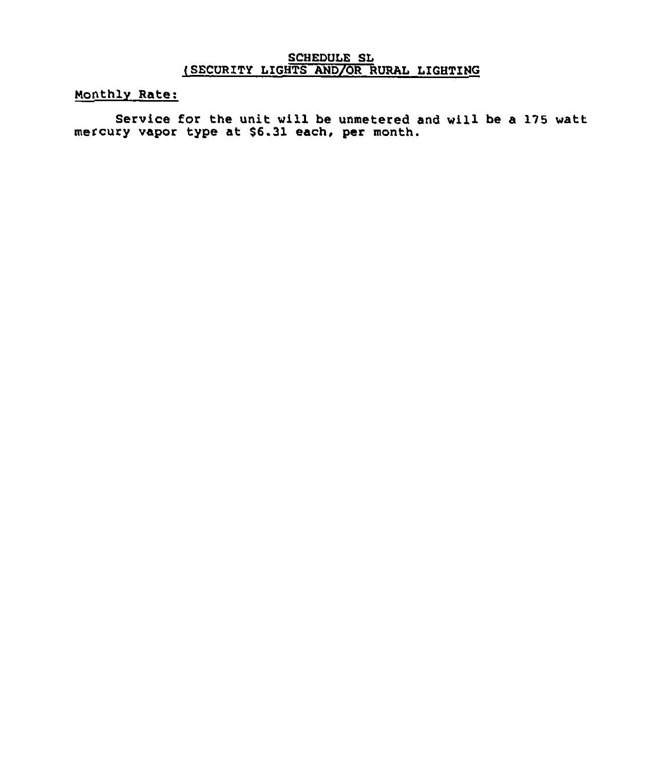# SCHEDULE SL
## (SECURITY LIGHTS AND/OR RURAL LIGHTING

Monthly Rate:

Service for the unit will be unmetered and will be a 175 watt mercury vapor type at $6.31 each, per month.